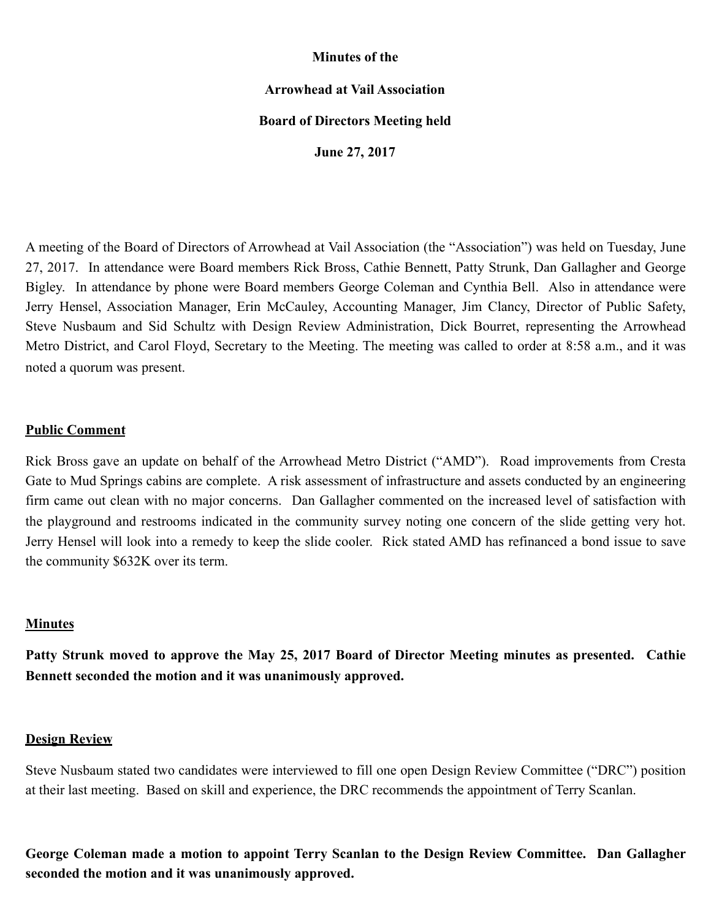**Minutes of the**

**Arrowhead at Vail Association**

**Board of Directors Meeting held**

**June 27, 2017**

A meeting of the Board of Directors of Arrowhead at Vail Association (the "Association") was held on Tuesday, June 27, 2017. In attendance were Board members Rick Bross, Cathie Bennett, Patty Strunk, Dan Gallagher and George Bigley. In attendance by phone were Board members George Coleman and Cynthia Bell. Also in attendance were Jerry Hensel, Association Manager, Erin McCauley, Accounting Manager, Jim Clancy, Director of Public Safety, Steve Nusbaum and Sid Schultz with Design Review Administration, Dick Bourret, representing the Arrowhead Metro District, and Carol Floyd, Secretary to the Meeting. The meeting was called to order at 8:58 a.m., and it was noted a quorum was present.

**Public Comment**

Rick Bross gave an update on behalf of the Arrowhead Metro District ("AMD"). Road improvements from Cresta Gate to Mud Springs cabins are complete. A risk assessment of infrastructure and assets conducted by an engineering firm came out clean with no major concerns. Dan Gallagher commented on the increased level of satisfaction with the playground and restrooms indicated in the community survey noting one concern of the slide getting very hot. Jerry Hensel will look into a remedy to keep the slide cooler. Rick stated AMD has refinanced a bond issue to save the community $632K over its term.

**Minutes**

**Patty Strunk moved to approve the May 25, 2017 Board of Director Meeting minutes as presented. Cathie Bennett seconded the motion and it was unanimously approved.**

**Design Review**

Steve Nusbaum stated two candidates were interviewed to fill one open Design Review Committee ("DRC") position at their last meeting. Based on skill and experience, the DRC recommends the appointment of Terry Scanlan.

**George Coleman made a motion to appoint Terry Scanlan to the Design Review Committee. Dan Gallagher seconded the motion and it was unanimously approved.**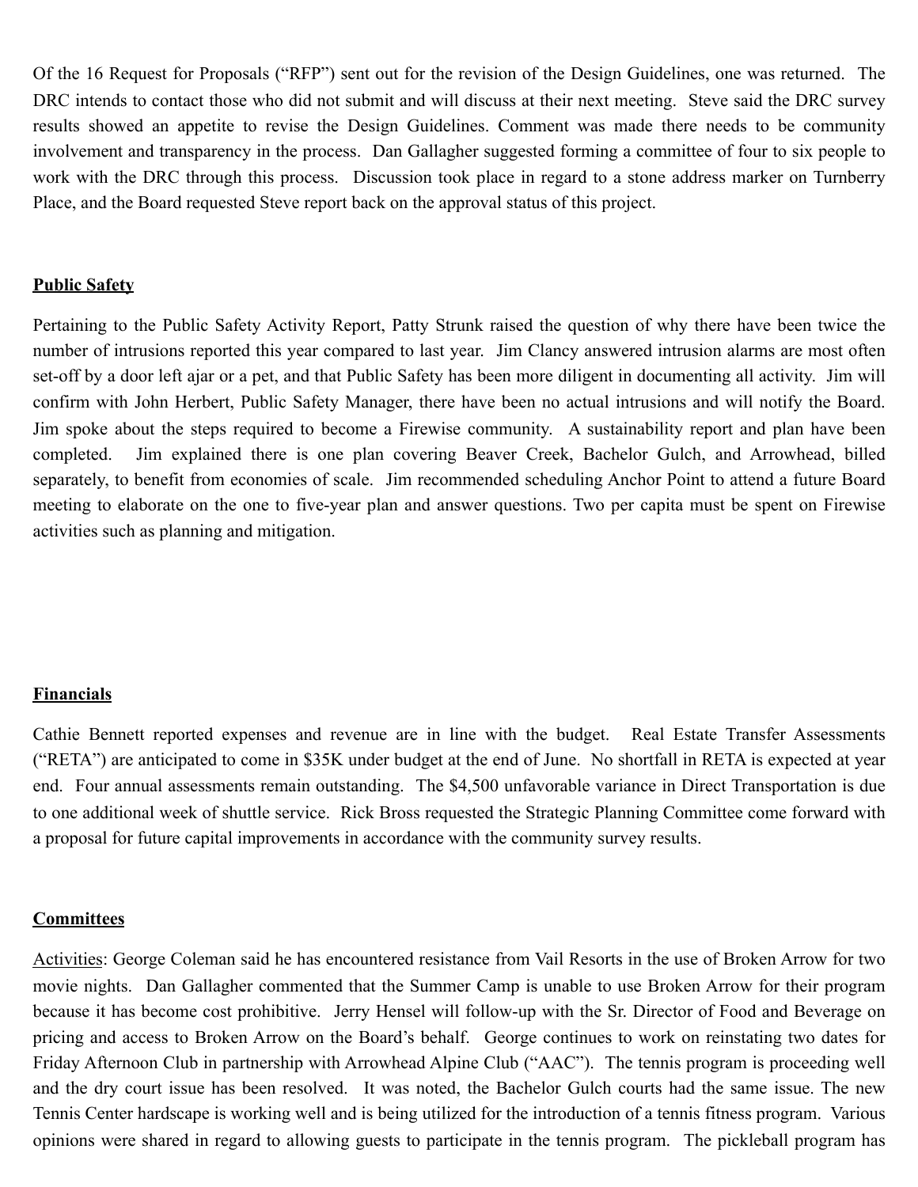Of the 16 Request for Proposals ("RFP") sent out for the revision of the Design Guidelines, one was returned. The DRC intends to contact those who did not submit and will discuss at their next meeting. Steve said the DRC survey results showed an appetite to revise the Design Guidelines. Comment was made there needs to be community involvement and transparency in the process. Dan Gallagher suggested forming a committee of four to six people to work with the DRC through this process. Discussion took place in regard to a stone address marker on Turnberry Place, and the Board requested Steve report back on the approval status of this project.

**Public Safety**

Pertaining to the Public Safety Activity Report, Patty Strunk raised the question of why there have been twice the number of intrusions reported this year compared to last year. Jim Clancy answered intrusion alarms are most often set-off by a door left ajar or a pet, and that Public Safety has been more diligent in documenting all activity. Jim will confirm with John Herbert, Public Safety Manager, there have been no actual intrusions and will notify the Board. Jim spoke about the steps required to become a Firewise community. A sustainability report and plan have been completed. Jim explained there is one plan covering Beaver Creek, Bachelor Gulch, and Arrowhead, billed separately, to benefit from economies of scale. Jim recommended scheduling Anchor Point to attend a future Board meeting to elaborate on the one to five-year plan and answer questions. Two per capita must be spent on Firewise activities such as planning and mitigation.

**Financials**

Cathie Bennett reported expenses and revenue are in line with the budget. Real Estate Transfer Assessments ("RETA") are anticipated to come in $35K under budget at the end of June. No shortfall in RETA is expected at year end. Four annual assessments remain outstanding. The $4,500 unfavorable variance in Direct Transportation is due to one additional week of shuttle service. Rick Bross requested the Strategic Planning Committee come forward with a proposal for future capital improvements in accordance with the community survey results.

**Committees**

Activities: George Coleman said he has encountered resistance from Vail Resorts in the use of Broken Arrow for two movie nights. Dan Gallagher commented that the Summer Camp is unable to use Broken Arrow for their program because it has become cost prohibitive. Jerry Hensel will follow-up with the Sr. Director of Food and Beverage on pricing and access to Broken Arrow on the Board's behalf. George continues to work on reinstating two dates for Friday Afternoon Club in partnership with Arrowhead Alpine Club ("AAC"). The tennis program is proceeding well and the dry court issue has been resolved. It was noted, the Bachelor Gulch courts had the same issue. The new Tennis Center hardscape is working well and is being utilized for the introduction of a tennis fitness program. Various opinions were shared in regard to allowing guests to participate in the tennis program. The pickleball program has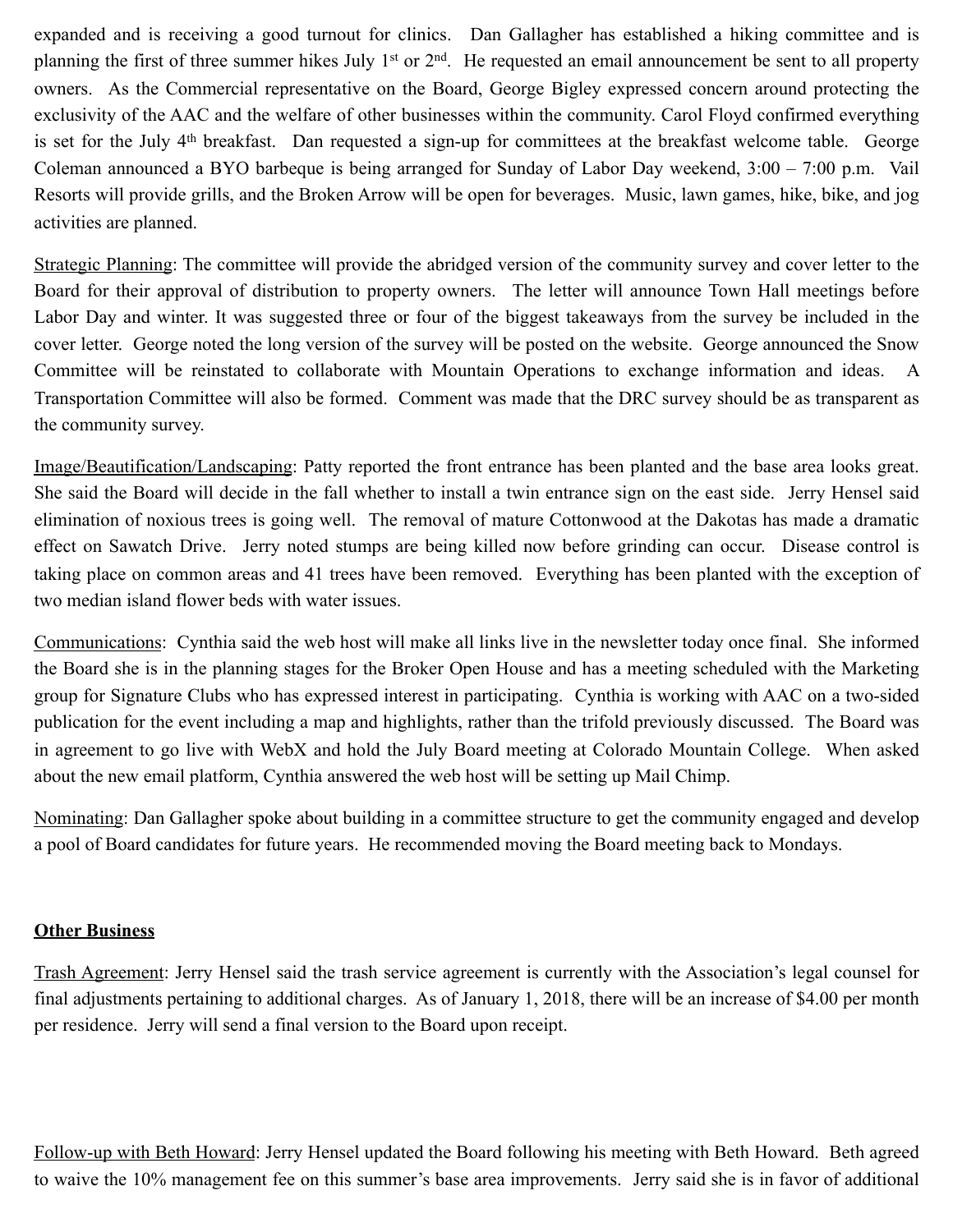expanded and is receiving a good turnout for clinics. Dan Gallagher has established a hiking committee and is planning the first of three summer hikes July 1st or 2nd. He requested an email announcement be sent to all property owners. As the Commercial representative on the Board, George Bigley expressed concern around protecting the exclusivity of the AAC and the welfare of other businesses within the community. Carol Floyd confirmed everything is set for the July 4th breakfast. Dan requested a sign-up for committees at the breakfast welcome table. George Coleman announced a BYO barbeque is being arranged for Sunday of Labor Day weekend, 3:00 – 7:00 p.m. Vail Resorts will provide grills, and the Broken Arrow will be open for beverages. Music, lawn games, hike, bike, and jog activities are planned.

Strategic Planning: The committee will provide the abridged version of the community survey and cover letter to the Board for their approval of distribution to property owners. The letter will announce Town Hall meetings before Labor Day and winter. It was suggested three or four of the biggest takeaways from the survey be included in the cover letter. George noted the long version of the survey will be posted on the website. George announced the Snow Committee will be reinstated to collaborate with Mountain Operations to exchange information and ideas. A Transportation Committee will also be formed. Comment was made that the DRC survey should be as transparent as the community survey.

Image/Beautification/Landscaping: Patty reported the front entrance has been planted and the base area looks great. She said the Board will decide in the fall whether to install a twin entrance sign on the east side. Jerry Hensel said elimination of noxious trees is going well. The removal of mature Cottonwood at the Dakotas has made a dramatic effect on Sawatch Drive. Jerry noted stumps are being killed now before grinding can occur. Disease control is taking place on common areas and 41 trees have been removed. Everything has been planted with the exception of two median island flower beds with water issues.

Communications: Cynthia said the web host will make all links live in the newsletter today once final. She informed the Board she is in the planning stages for the Broker Open House and has a meeting scheduled with the Marketing group for Signature Clubs who has expressed interest in participating. Cynthia is working with AAC on a two-sided publication for the event including a map and highlights, rather than the trifold previously discussed. The Board was in agreement to go live with WebX and hold the July Board meeting at Colorado Mountain College. When asked about the new email platform, Cynthia answered the web host will be setting up Mail Chimp.

Nominating: Dan Gallagher spoke about building in a committee structure to get the community engaged and develop a pool of Board candidates for future years. He recommended moving the Board meeting back to Mondays.

**Other Business**

Trash Agreement: Jerry Hensel said the trash service agreement is currently with the Association's legal counsel for final adjustments pertaining to additional charges. As of January 1, 2018, there will be an increase of $4.00 per month per residence. Jerry will send a final version to the Board upon receipt.

Follow-up with Beth Howard: Jerry Hensel updated the Board following his meeting with Beth Howard. Beth agreed to waive the 10% management fee on this summer's base area improvements. Jerry said she is in favor of additional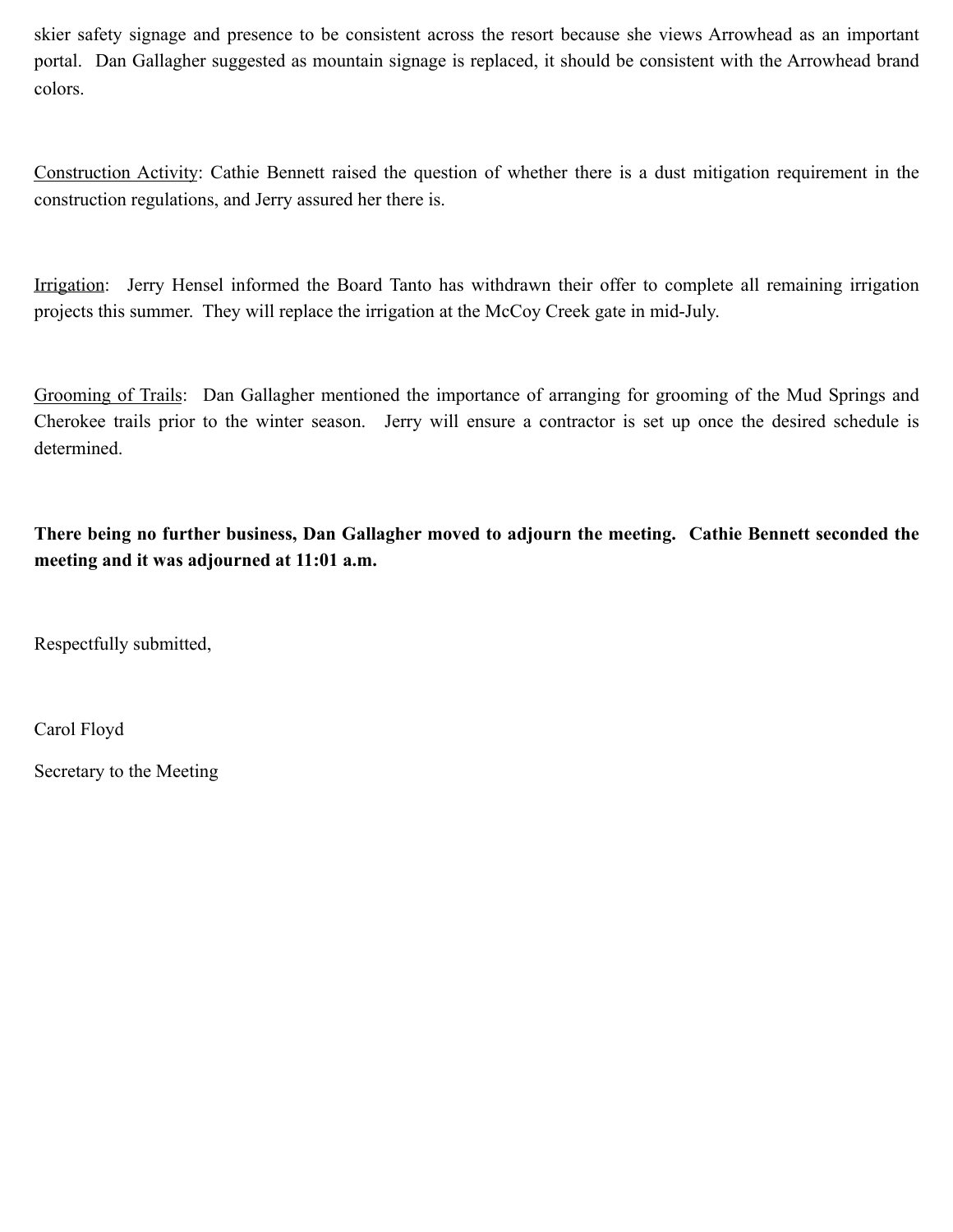skier safety signage and presence to be consistent across the resort because she views Arrowhead as an important portal. Dan Gallagher suggested as mountain signage is replaced, it should be consistent with the Arrowhead brand colors.

<u>Construction Activity</u>: Cathie Bennett raised the question of whether there is a dust mitigation requirement in the construction regulations, and Jerry assured her there is.

<u>Irrigation</u>: Jerry Hensel informed the Board Tanto has withdrawn their offer to complete all remaining irrigation projects this summer. They will replace the irrigation at the McCoy Creek gate in mid-July.

<u>Grooming of Trails</u>: Dan Gallagher mentioned the importance of arranging for grooming of the Mud Springs and Cherokee trails prior to the winter season. Jerry will ensure a contractor is set up once the desired schedule is determined.

**There being no further business, Dan Gallagher moved to adjourn the meeting. Cathie Bennett seconded the meeting and it was adjourned at 11:01 a.m.**

Respectfully submitted,

Carol Floyd

Secretary to the Meeting